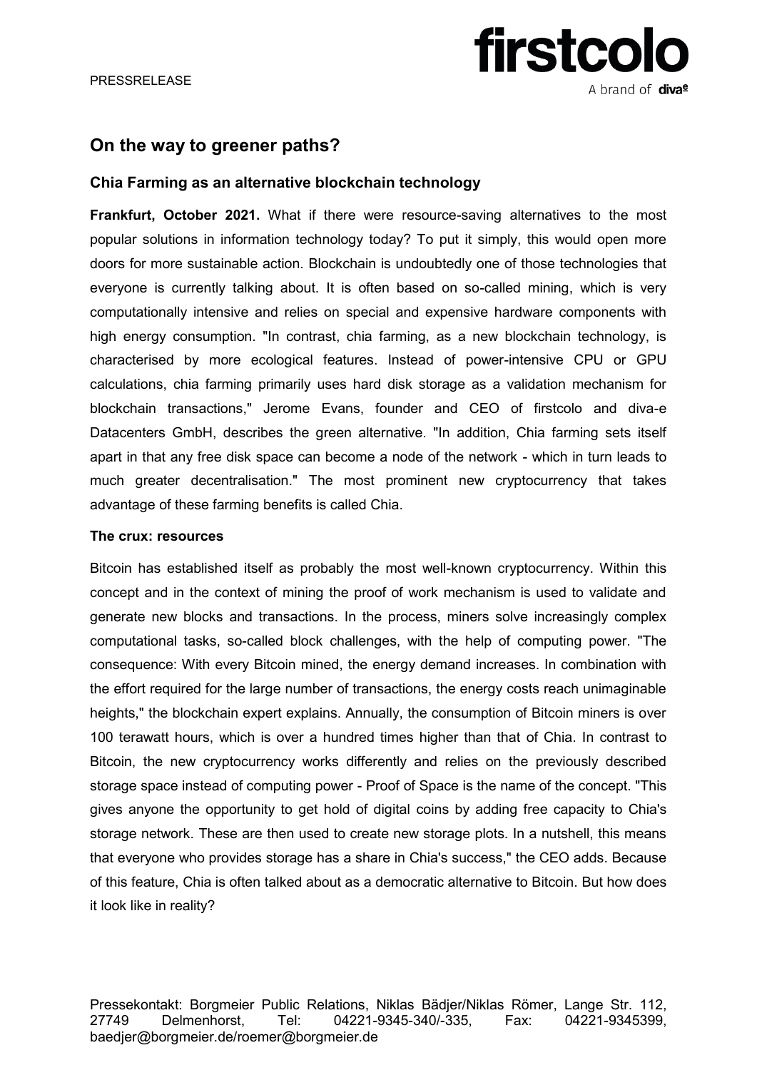PRESSRELEASE

# On the way to greener paths?

## Chia Farming as an alternative blockchain technology

**Frankfurt, October 2021.** What if there were resource-saving alternatives to the most popular solutions in information technology today? To put it simply, this would open more doors for more sustainable action. Blockchain is undoubtedly one of those technologies that everyone is currently talking about. It is often based on so-called mining, which is very computationally intensive and relies on special and expensive hardware components with high energy consumption. "In contrast, chia farming, as a new blockchain technology, is characterised by more ecological features. Instead of power-intensive CPU or GPU calculations, chia farming primarily uses hard disk storage as a validation mechanism for blockchain transactions," Jerome Evans, founder and CEO of firstcolo and diva-e Datacenters GmbH, describes the green alternative. "In addition, Chia farming sets itself apart in that any free disk space can become a node of the network - which in turn leads to much greater decentralisation." The most prominent new cryptocurrency that takes advantage of these farming benefits is called Chia.

### The crux: resources

Bitcoin has established itself as probably the most well-known cryptocurrency. Within this concept and in the context of mining the proof of work mechanism is used to validate and generate new blocks and transactions. In the process, miners solve increasingly complex computational tasks, so-called block challenges, with the help of computing power. "The consequence: With every Bitcoin mined, the energy demand increases. In combination with the effort required for the large number of transactions, the energy costs reach unimaginable heights," the blockchain expert explains. Annually, the consumption of Bitcoin miners is over 100 terawatt hours, which is over a hundred times higher than that of Chia. In contrast to Bitcoin, the new cryptocurrency works differently and relies on the previously described storage space instead of computing power - Proof of Space is the name of the concept. "This gives anyone the opportunity to get hold of digital coins by adding free capacity to Chia's storage network. These are then used to create new storage plots. In a nutshell, this means that everyone who provides storage has a share in Chia's success," the CEO adds. Because of this feature, Chia is often talked about as a democratic alternative to Bitcoin. But how does it look like in reality?

Pressekontakt: Borgmeier Public Relations, Niklas Bädjer/Niklas Römer, Lange Str. 112, 27749 Delmenhorst, Tel: 04221-9345-340/-335, Fax: 04221-9345399, baedjer@borgmeier.de/roemer@borgmeier.de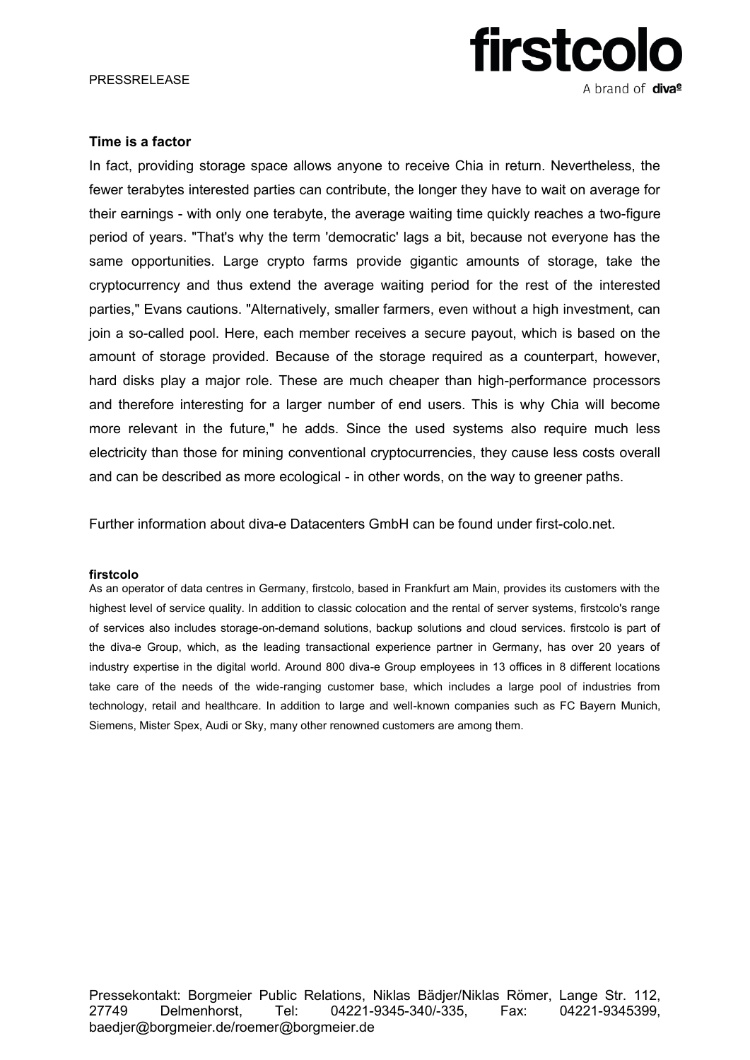**Time is a factor**

In fact, providing storage space allows anyone to receive Chia in return. Nevertheless, the fewer terabytes interested parties can contribute, the longer they have to wait on average for their earnings - with only one terabyte, the average waiting time quickly reaches a two-figure period of years. "That's why the term 'democratic' lags a bit, because not everyone has the same opportunities. Large crypto farms provide gigantic amounts of storage, take the cryptocurrency and thus extend the average waiting period for the rest of the interested parties," Evans cautions. "Alternatively, smaller farmers, even without a high investment, can join a so-called pool. Here, each member receives a secure payout, which is based on the amount of storage provided. Because of the storage required as a counterpart, however, hard disks play a major role. These are much cheaper than high-performance processors and therefore interesting for a larger number of end users. This is why Chia will become more relevant in the future," he adds. Since the used systems also require much less electricity than those for mining conventional cryptocurrencies, they cause less costs overall and can be described as more ecological - in other words, on the way to greener paths.

Further information about diva-e Datacenters GmbH can be found under first-colo.net.

**firstcolo**

As an operator of data centres in Germany, firstcolo, based in Frankfurt am Main, provides its customers with the highest level of service quality. In addition to classic colocation and the rental of server systems, firstcolo's range of services also includes storage-on-demand solutions, backup solutions and cloud services. firstcolo is part of the diva-e Group, which, as the leading transactional experience partner in Germany, has over 20 years of industry expertise in the digital world. Around 800 diva-e Group employees in 13 offices in 8 different locations take care of the needs of the wide-ranging customer base, which includes a large pool of industries from technology, retail and healthcare. In addition to large and well-known companies such as FC Bayern Munich, Siemens, Mister Spex, Audi or Sky, many other renowned customers are among them.

Pressekontakt: Borgmeier Public Relations, Niklas Bädjer/Niklas Römer, Lange Str. 112, 27749 Delmenhorst, Tel: 04221-9345-340/-335, Fax: 04221-9345399, baedjer@borgmeier.de/roemer@borgmeier.de